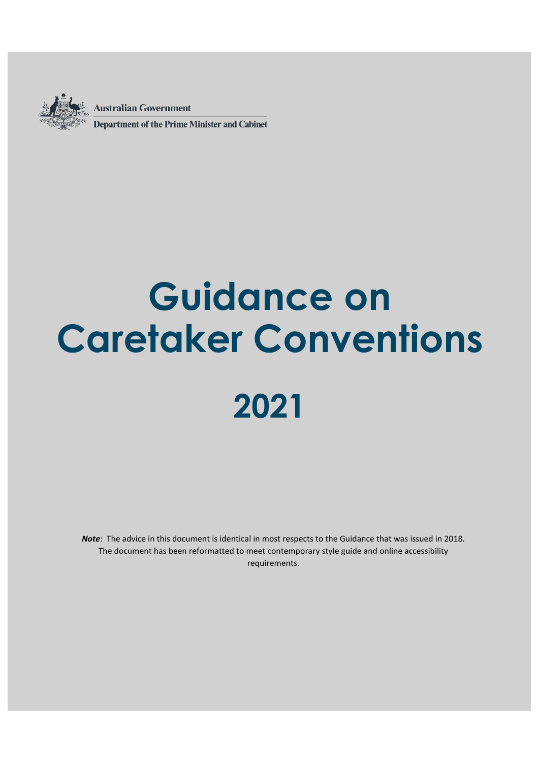Australian Government

Department of the Prime Minister and Cabinet

# Guidance on Caretaker Conventions

# 2021

***Note***: The advice in this document is identical in most respects to the Guidance that was issued in 2018. The document has been reformatted to meet contemporary style guide and online accessibility requirements.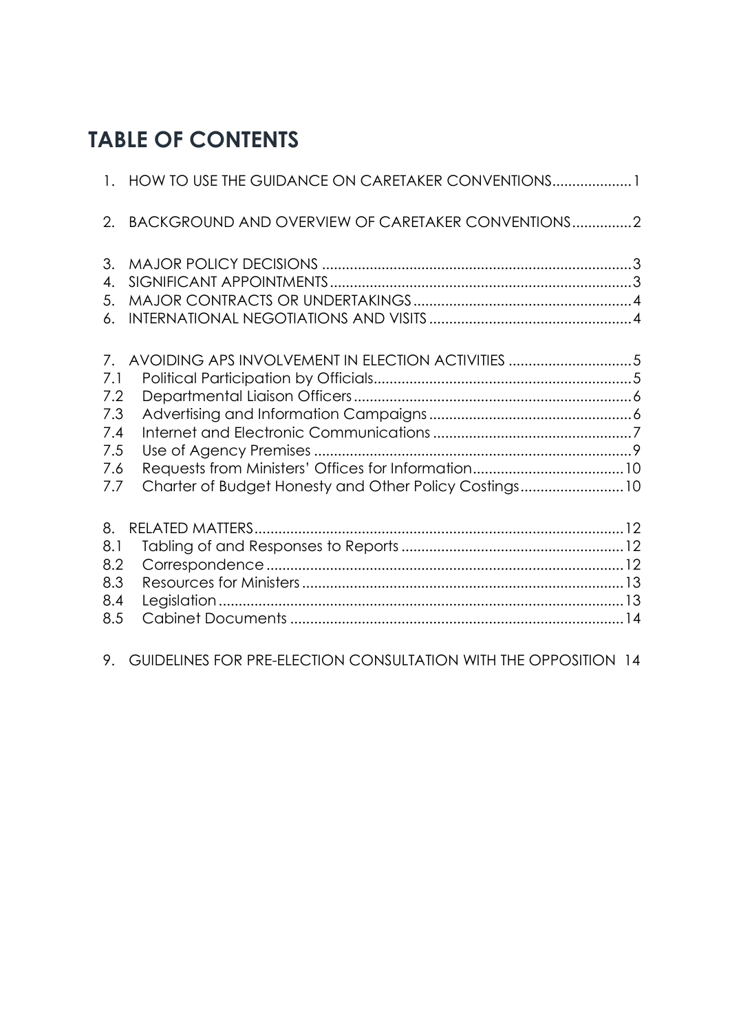# TABLE OF CONTENTS

1. HOW TO USE THE GUIDANCE ON CARETAKER CONVENTIONS....................1

2. BACKGROUND AND OVERVIEW OF CARETAKER CONVENTIONS...............2

3. MAJOR POLICY DECISIONS ..............................................................................3
4. SIGNIFICANT APPOINTMENTS...........................................................................3
5. MAJOR CONTRACTS OR UNDERTAKINGS.......................................................4
6. INTERNATIONAL NEGOTIATIONS AND VISITS ..................................................4

7. AVOIDING APS INVOLVEMENT IN ELECTION ACTIVITIES ...............................5

7.1 Political Participation by Officials.................................................................5
7.2 Departmental Liaison Officers......................................................................6
7.3 Advertising and Information Campaigns...................................................6
7.4 Internet and Electronic Communications..................................................7
7.5 Use of Agency Premises ...............................................................................9
7.6 Requests from Ministers' Offices for Information......................................10
7.7 Charter of Budget Honesty and Other Policy Costings..........................10

8. RELATED MATTERS............................................................................................12

8.1 Tabling of and Responses to Reports .......................................................12
8.2 Correspondence .........................................................................................12
8.3 Resources for Ministers................................................................................13
8.4 Legislation.....................................................................................................13
8.5 Cabinet Documents ...................................................................................14

9. GUIDELINES FOR PRE-ELECTION CONSULTATION WITH THE OPPOSITION 14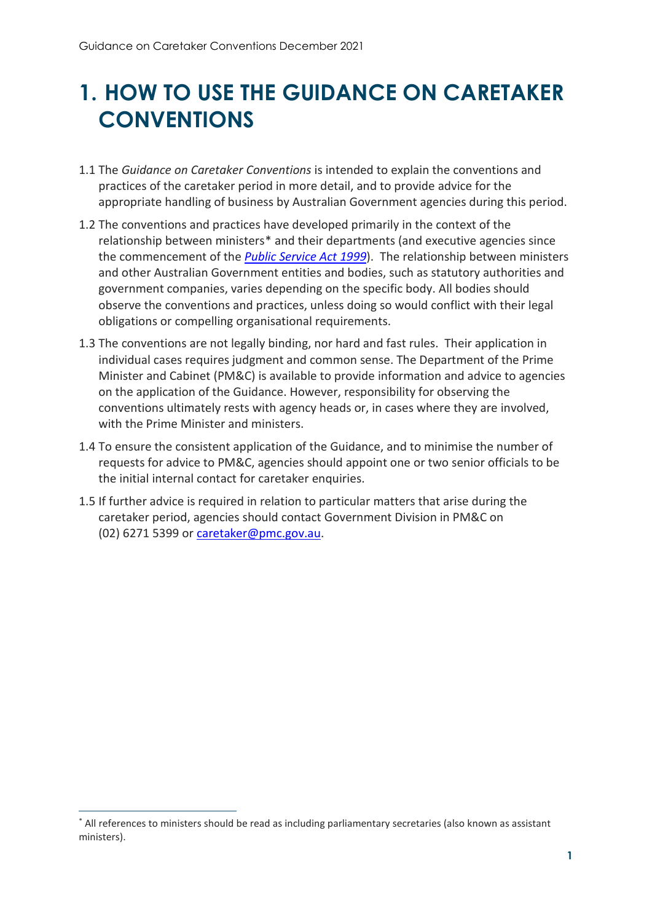# 1. HOW TO USE THE GUIDANCE ON CARETAKER CONVENTIONS

1.1 The *Guidance on Caretaker Conventions* is intended to explain the conventions and practices of the caretaker period in more detail, and to provide advice for the appropriate handling of business by Australian Government agencies during this period.

1.2 The conventions and practices have developed primarily in the context of the relationship between ministers* and their departments (and executive agencies since the commencement of the [*Public Service Act 1999*](#)). The relationship between ministers and other Australian Government entities and bodies, such as statutory authorities and government companies, varies depending on the specific body. All bodies should observe the conventions and practices, unless doing so would conflict with their legal obligations or compelling organisational requirements.

1.3 The conventions are not legally binding, nor hard and fast rules. Their application in individual cases requires judgment and common sense. The Department of the Prime Minister and Cabinet (PM&C) is available to provide information and advice to agencies on the application of the Guidance. However, responsibility for observing the conventions ultimately rests with agency heads or, in cases where they are involved, with the Prime Minister and ministers.

1.4 To ensure the consistent application of the Guidance, and to minimise the number of requests for advice to PM&C, agencies should appoint one or two senior officials to be the initial internal contact for caretaker enquiries.

1.5 If further advice is required in relation to particular matters that arise during the caretaker period, agencies should contact Government Division in PM&C on (02) 6271 5399 or caretaker@pmc.gov.au.

---

* All references to ministers should be read as including parliamentary secretaries (also known as assistant ministers).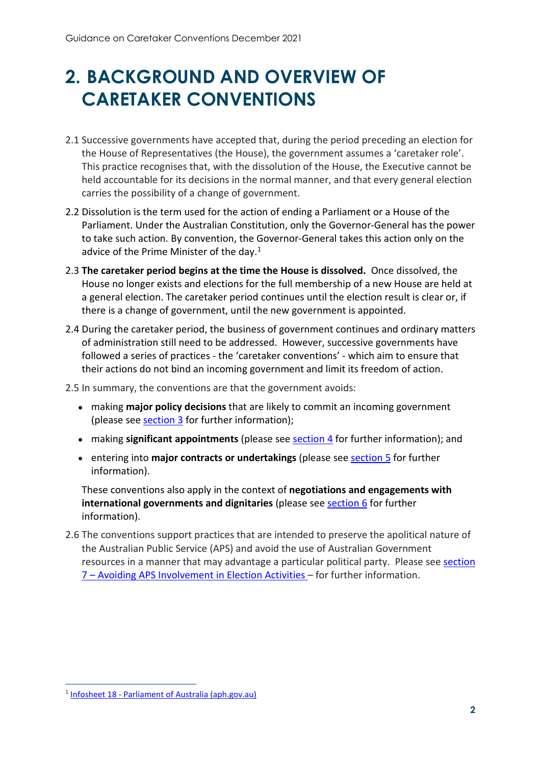# 2. BACKGROUND AND OVERVIEW OF CARETAKER CONVENTIONS

2.1 Successive governments have accepted that, during the period preceding an election for the House of Representatives (the House), the government assumes a 'caretaker role'. This practice recognises that, with the dissolution of the House, the Executive cannot be held accountable for its decisions in the normal manner, and that every general election carries the possibility of a change of government.

2.2 Dissolution is the term used for the action of ending a Parliament or a House of the Parliament. Under the Australian Constitution, only the Governor-General has the power to take such action. By convention, the Governor-General takes this action only on the advice of the Prime Minister of the day.[1]

2.3 **The caretaker period begins at the time the House is dissolved.** Once dissolved, the House no longer exists and elections for the full membership of a new House are held at a general election. The caretaker period continues until the election result is clear or, if there is a change of government, until the new government is appointed.

2.4 During the caretaker period, the business of government continues and ordinary matters of administration still need to be addressed. However, successive governments have followed a series of practices - the 'caretaker conventions' - which aim to ensure that their actions do not bind an incoming government and limit its freedom of action.

2.5 In summary, the conventions are that the government avoids:

- making **major policy decisions** that are likely to commit an incoming government (please see section 3 for further information);
- making **significant appointments** (please see section 4 for further information); and
- entering into **major contracts or undertakings** (please see section 5 for further information).

These conventions also apply in the context of **negotiations and engagements with international governments and dignitaries** (please see section 6 for further information).

2.6 The conventions support practices that are intended to preserve the apolitical nature of the Australian Public Service (APS) and avoid the use of Australian Government resources in a manner that may advantage a particular political party. Please see section 7 – Avoiding APS Involvement in Election Activities – for further information.

[1] Infosheet 18 - Parliament of Australia (aph.gov.au)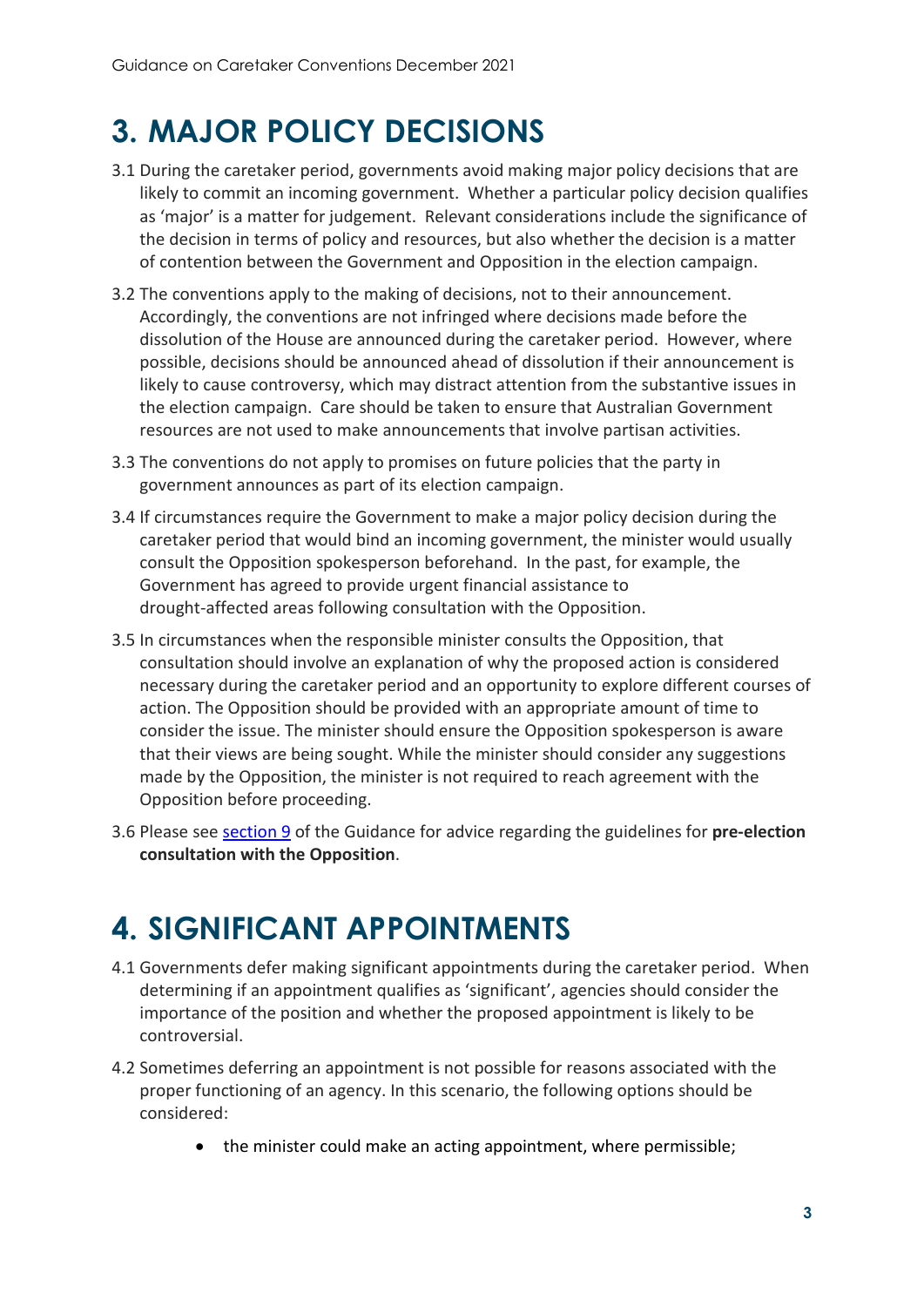# 3. MAJOR POLICY DECISIONS

3.1 During the caretaker period, governments avoid making major policy decisions that are likely to commit an incoming government. Whether a particular policy decision qualifies as 'major' is a matter for judgement. Relevant considerations include the significance of the decision in terms of policy and resources, but also whether the decision is a matter of contention between the Government and Opposition in the election campaign.

3.2 The conventions apply to the making of decisions, not to their announcement. Accordingly, the conventions are not infringed where decisions made before the dissolution of the House are announced during the caretaker period. However, where possible, decisions should be announced ahead of dissolution if their announcement is likely to cause controversy, which may distract attention from the substantive issues in the election campaign. Care should be taken to ensure that Australian Government resources are not used to make announcements that involve partisan activities.

3.3 The conventions do not apply to promises on future policies that the party in government announces as part of its election campaign.

3.4 If circumstances require the Government to make a major policy decision during the caretaker period that would bind an incoming government, the minister would usually consult the Opposition spokesperson beforehand. In the past, for example, the Government has agreed to provide urgent financial assistance to drought-affected areas following consultation with the Opposition.

3.5 In circumstances when the responsible minister consults the Opposition, that consultation should involve an explanation of why the proposed action is considered necessary during the caretaker period and an opportunity to explore different courses of action. The Opposition should be provided with an appropriate amount of time to consider the issue. The minister should ensure the Opposition spokesperson is aware that their views are being sought. While the minister should consider any suggestions made by the Opposition, the minister is not required to reach agreement with the Opposition before proceeding.

3.6 Please see section 9 of the Guidance for advice regarding the guidelines for **pre-election consultation with the Opposition**.

# 4. SIGNIFICANT APPOINTMENTS

4.1 Governments defer making significant appointments during the caretaker period. When determining if an appointment qualifies as 'significant', agencies should consider the importance of the position and whether the proposed appointment is likely to be controversial.

4.2 Sometimes deferring an appointment is not possible for reasons associated with the proper functioning of an agency. In this scenario, the following options should be considered:

- the minister could make an acting appointment, where permissible;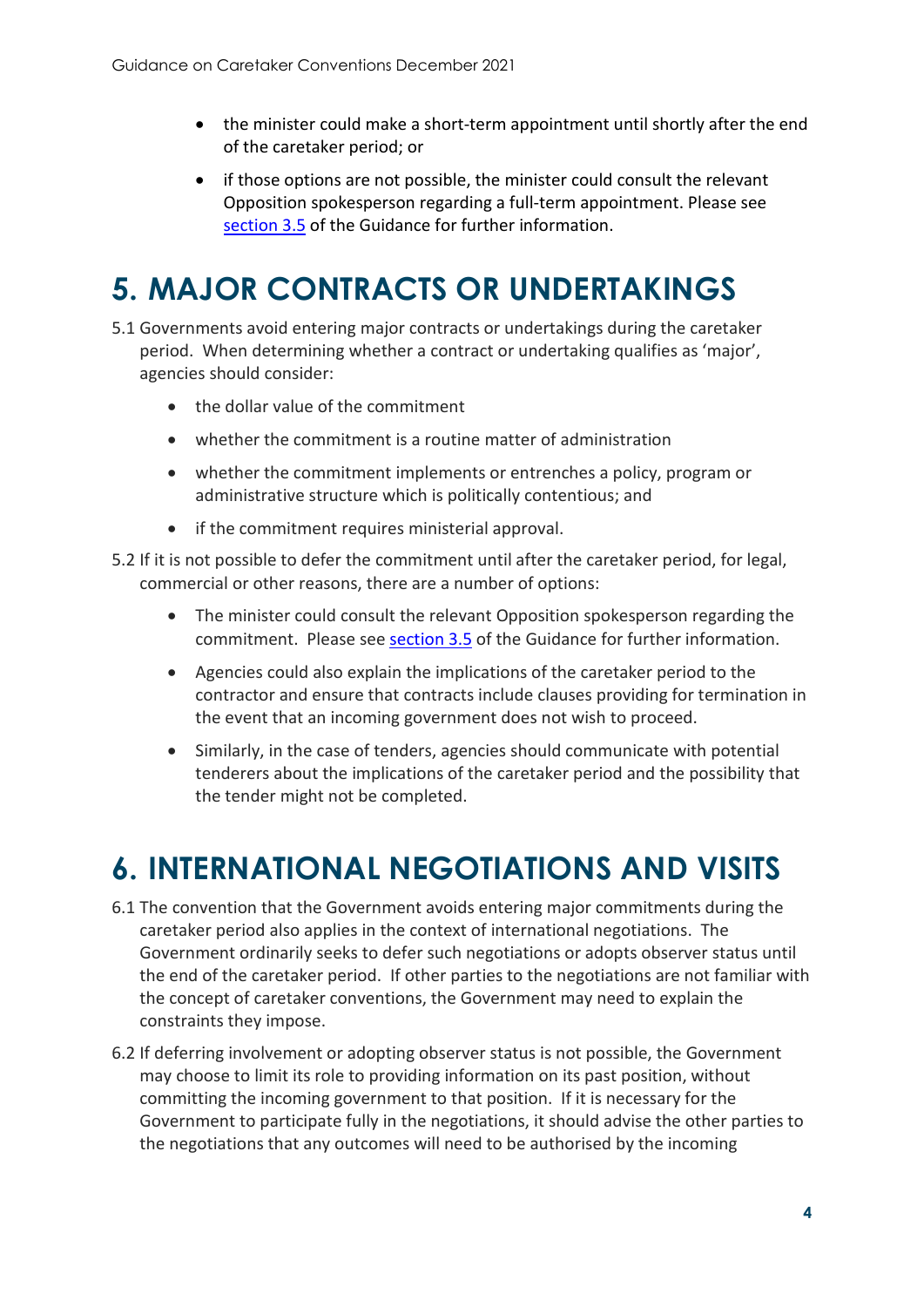- the minister could make a short-term appointment until shortly after the end of the caretaker period; or
- if those options are not possible, the minister could consult the relevant Opposition spokesperson regarding a full-term appointment. Please see section 3.5 of the Guidance for further information.

# 5. MAJOR CONTRACTS OR UNDERTAKINGS

5.1 Governments avoid entering major contracts or undertakings during the caretaker period. When determining whether a contract or undertaking qualifies as 'major', agencies should consider:

- the dollar value of the commitment
- whether the commitment is a routine matter of administration
- whether the commitment implements or entrenches a policy, program or administrative structure which is politically contentious; and
- if the commitment requires ministerial approval.

5.2 If it is not possible to defer the commitment until after the caretaker period, for legal, commercial or other reasons, there are a number of options:

- The minister could consult the relevant Opposition spokesperson regarding the commitment. Please see section 3.5 of the Guidance for further information.
- Agencies could also explain the implications of the caretaker period to the contractor and ensure that contracts include clauses providing for termination in the event that an incoming government does not wish to proceed.
- Similarly, in the case of tenders, agencies should communicate with potential tenderers about the implications of the caretaker period and the possibility that the tender might not be completed.

# 6. INTERNATIONAL NEGOTIATIONS AND VISITS

6.1 The convention that the Government avoids entering major commitments during the caretaker period also applies in the context of international negotiations. The Government ordinarily seeks to defer such negotiations or adopts observer status until the end of the caretaker period. If other parties to the negotiations are not familiar with the concept of caretaker conventions, the Government may need to explain the constraints they impose.

6.2 If deferring involvement or adopting observer status is not possible, the Government may choose to limit its role to providing information on its past position, without committing the incoming government to that position. If it is necessary for the Government to participate fully in the negotiations, it should advise the other parties to the negotiations that any outcomes will need to be authorised by the incoming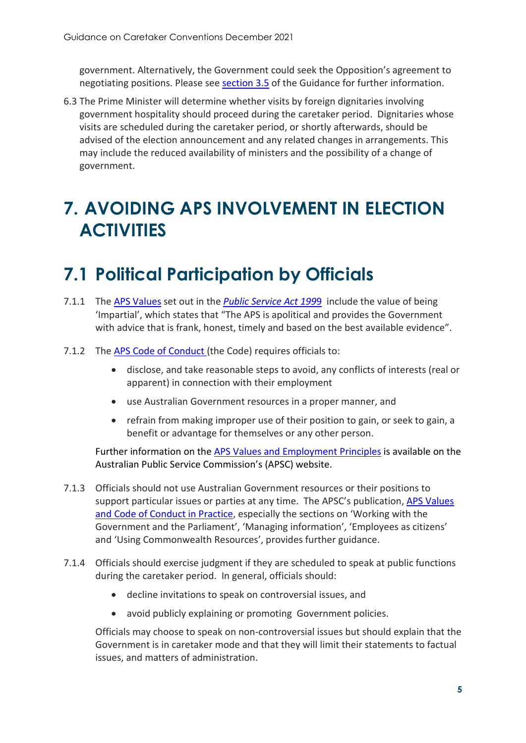government. Alternatively, the Government could seek the Opposition's agreement to negotiating positions. Please see section 3.5 of the Guidance for further information.

6.3 The Prime Minister will determine whether visits by foreign dignitaries involving government hospitality should proceed during the caretaker period. Dignitaries whose visits are scheduled during the caretaker period, or shortly afterwards, should be advised of the election announcement and any related changes in arrangements. This may include the reduced availability of ministers and the possibility of a change of government.

# 7. AVOIDING APS INVOLVEMENT IN ELECTION ACTIVITIES

## 7.1 Political Participation by Officials

7.1.1 The APS Values set out in the *Public Service Act 1999* include the value of being 'Impartial', which states that "The APS is apolitical and provides the Government with advice that is frank, honest, timely and based on the best available evidence".

7.1.2 The APS Code of Conduct (the Code) requires officials to:

- disclose, and take reasonable steps to avoid, any conflicts of interests (real or apparent) in connection with their employment
- use Australian Government resources in a proper manner, and
- refrain from making improper use of their position to gain, or seek to gain, a benefit or advantage for themselves or any other person.

Further information on the APS Values and Employment Principles is available on the Australian Public Service Commission's (APSC) website.

7.1.3 Officials should not use Australian Government resources or their positions to support particular issues or parties at any time. The APSC's publication, APS Values and Code of Conduct in Practice, especially the sections on 'Working with the Government and the Parliament', 'Managing information', 'Employees as citizens' and 'Using Commonwealth Resources', provides further guidance.

7.1.4 Officials should exercise judgment if they are scheduled to speak at public functions during the caretaker period. In general, officials should:

- decline invitations to speak on controversial issues, and
- avoid publicly explaining or promoting Government policies.

Officials may choose to speak on non-controversial issues but should explain that the Government is in caretaker mode and that they will limit their statements to factual issues, and matters of administration.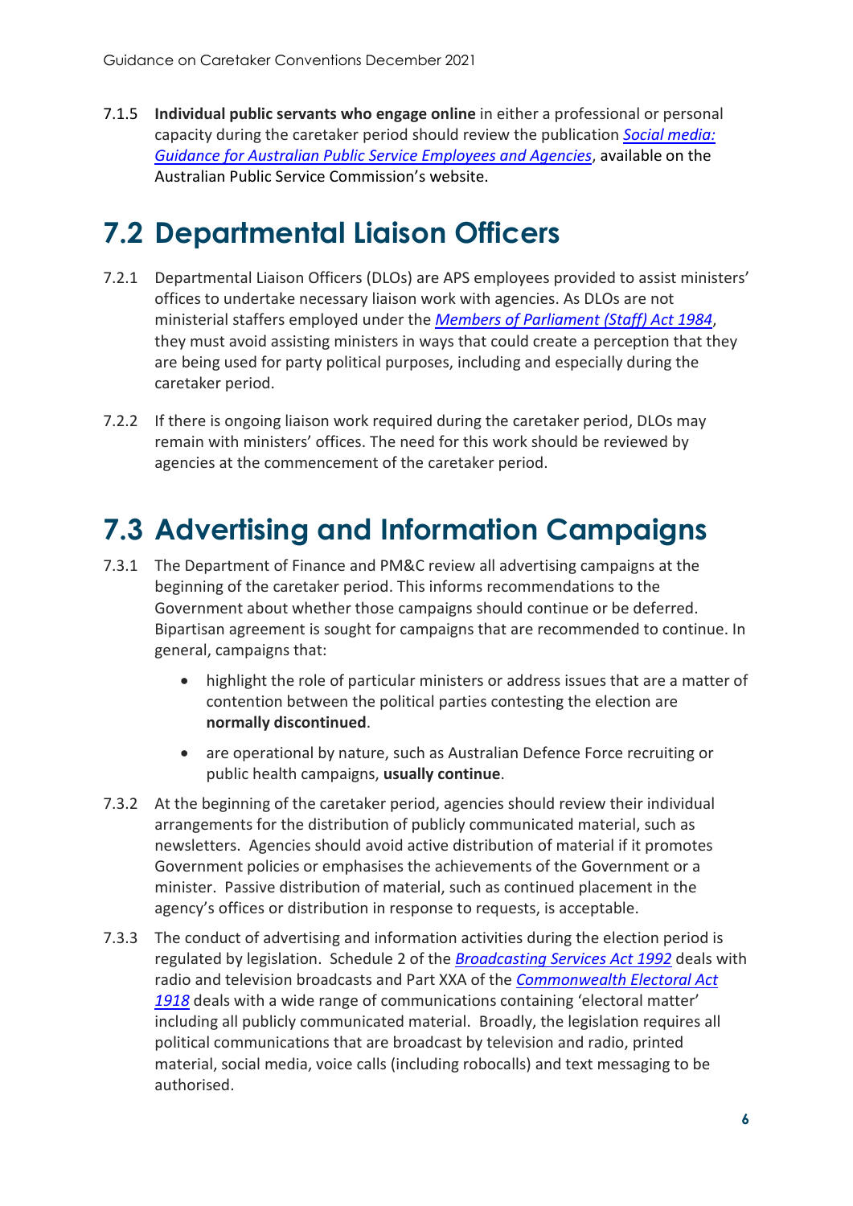7.1.5 **Individual public servants who engage online** in either a professional or personal capacity during the caretaker period should review the publication *[Social media: Guidance for Australian Public Service Employees and Agencies](#)*, available on the Australian Public Service Commission's website.

## 7.2 Departmental Liaison Officers

7.2.1 Departmental Liaison Officers (DLOs) are APS employees provided to assist ministers' offices to undertake necessary liaison work with agencies. As DLOs are not ministerial staffers employed under the *Members of Parliament (Staff) Act 1984*, they must avoid assisting ministers in ways that could create a perception that they are being used for party political purposes, including and especially during the caretaker period.

7.2.2 If there is ongoing liaison work required during the caretaker period, DLOs may remain with ministers' offices. The need for this work should be reviewed by agencies at the commencement of the caretaker period.

## 7.3 Advertising and Information Campaigns

7.3.1 The Department of Finance and PM&C review all advertising campaigns at the beginning of the caretaker period. This informs recommendations to the Government about whether those campaigns should continue or be deferred. Bipartisan agreement is sought for campaigns that are recommended to continue. In general, campaigns that:

- highlight the role of particular ministers or address issues that are a matter of contention between the political parties contesting the election are **normally discontinued**.
- are operational by nature, such as Australian Defence Force recruiting or public health campaigns, **usually continue**.

7.3.2 At the beginning of the caretaker period, agencies should review their individual arrangements for the distribution of publicly communicated material, such as newsletters. Agencies should avoid active distribution of material if it promotes Government policies or emphasises the achievements of the Government or a minister. Passive distribution of material, such as continued placement in the agency's offices or distribution in response to requests, is acceptable.

7.3.3 The conduct of advertising and information activities during the election period is regulated by legislation. Schedule 2 of the *Broadcasting Services Act 1992* deals with radio and television broadcasts and Part XXA of the *Commonwealth Electoral Act 1918* deals with a wide range of communications containing 'electoral matter' including all publicly communicated material. Broadly, the legislation requires all political communications that are broadcast by television and radio, printed material, social media, voice calls (including robocalls) and text messaging to be authorised.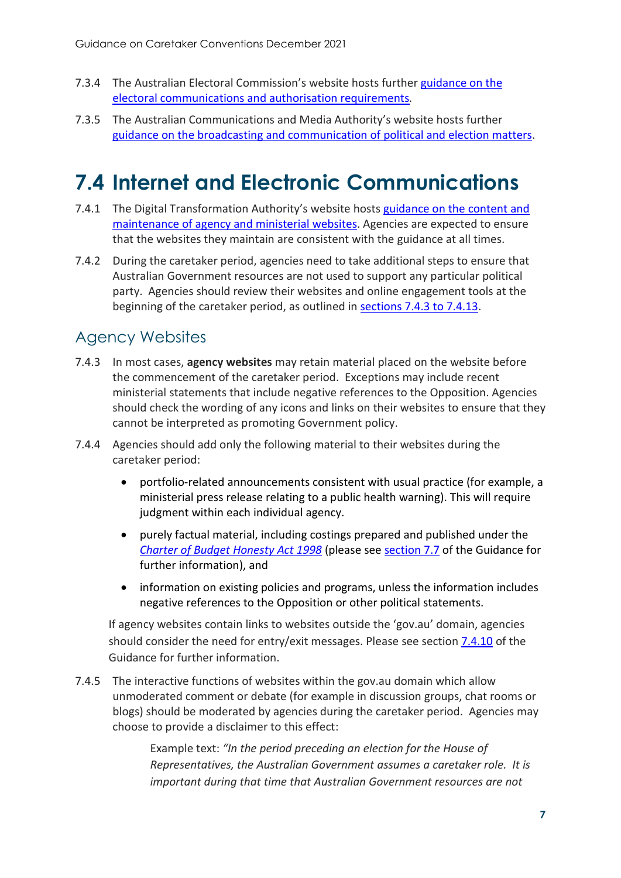7.3.4 The Australian Electoral Commission's website hosts further guidance on the electoral communications and authorisation requirements.

7.3.5 The Australian Communications and Media Authority's website hosts further guidance on the broadcasting and communication of political and election matters.

# 7.4 Internet and Electronic Communications

7.4.1 The Digital Transformation Authority's website hosts guidance on the content and maintenance of agency and ministerial websites. Agencies are expected to ensure that the websites they maintain are consistent with the guidance at all times.

7.4.2 During the caretaker period, agencies need to take additional steps to ensure that Australian Government resources are not used to support any particular political party. Agencies should review their websites and online engagement tools at the beginning of the caretaker period, as outlined in sections 7.4.3 to 7.4.13.

## Agency Websites

7.4.3 In most cases, **agency websites** may retain material placed on the website before the commencement of the caretaker period. Exceptions may include recent ministerial statements that include negative references to the Opposition. Agencies should check the wording of any icons and links on their websites to ensure that they cannot be interpreted as promoting Government policy.

7.4.4 Agencies should add only the following material to their websites during the caretaker period:

- portfolio-related announcements consistent with usual practice (for example, a ministerial press release relating to a public health warning). This will require judgment within each individual agency.
- purely factual material, including costings prepared and published under the *Charter of Budget Honesty Act 1998* (please see section 7.7 of the Guidance for further information), and
- information on existing policies and programs, unless the information includes negative references to the Opposition or other political statements.

If agency websites contain links to websites outside the 'gov.au' domain, agencies should consider the need for entry/exit messages. Please see section 7.4.10 of the Guidance for further information.

7.4.5 The interactive functions of websites within the gov.au domain which allow unmoderated comment or debate (for example in discussion groups, chat rooms or blogs) should be moderated by agencies during the caretaker period. Agencies may choose to provide a disclaimer to this effect:

> Example text: *"In the period preceding an election for the House of Representatives, the Australian Government assumes a caretaker role. It is important during that time that Australian Government resources are not*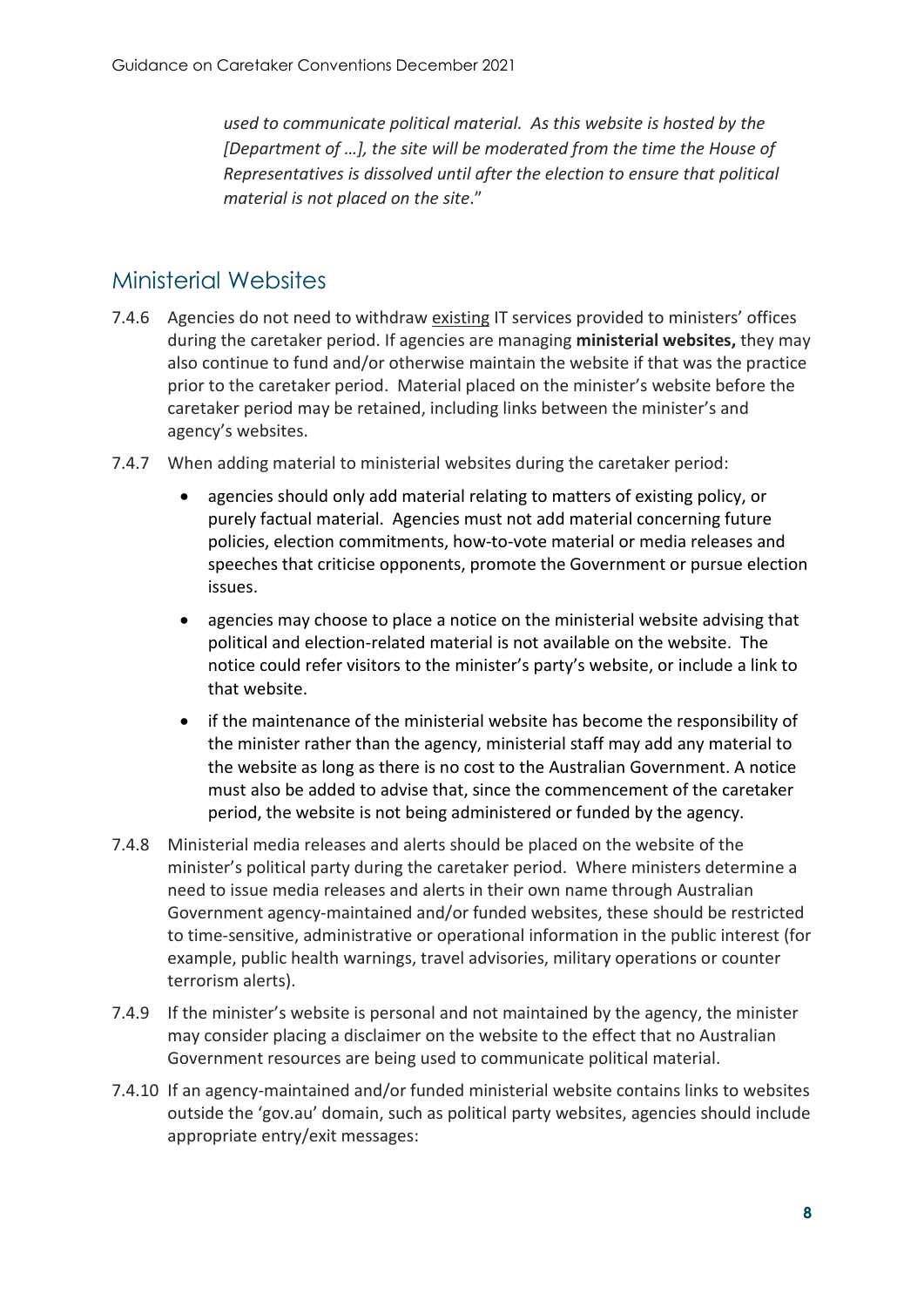*used to communicate political material. As this website is hosted by the [Department of …], the site will be moderated from the time the House of Representatives is dissolved until after the election to ensure that political material is not placed on the site*."

## Ministerial Websites

7.4.6 Agencies do not need to withdraw existing IT services provided to ministers' offices during the caretaker period. If agencies are managing **ministerial websites,** they may also continue to fund and/or otherwise maintain the website if that was the practice prior to the caretaker period. Material placed on the minister's website before the caretaker period may be retained, including links between the minister's and agency's websites.

7.4.7 When adding material to ministerial websites during the caretaker period:

- agencies should only add material relating to matters of existing policy, or purely factual material. Agencies must not add material concerning future policies, election commitments, how-to-vote material or media releases and speeches that criticise opponents, promote the Government or pursue election issues.
- agencies may choose to place a notice on the ministerial website advising that political and election-related material is not available on the website. The notice could refer visitors to the minister's party's website, or include a link to that website.
- if the maintenance of the ministerial website has become the responsibility of the minister rather than the agency, ministerial staff may add any material to the website as long as there is no cost to the Australian Government. A notice must also be added to advise that, since the commencement of the caretaker period, the website is not being administered or funded by the agency.

7.4.8 Ministerial media releases and alerts should be placed on the website of the minister's political party during the caretaker period. Where ministers determine a need to issue media releases and alerts in their own name through Australian Government agency-maintained and/or funded websites, these should be restricted to time-sensitive, administrative or operational information in the public interest (for example, public health warnings, travel advisories, military operations or counter terrorism alerts).

7.4.9 If the minister's website is personal and not maintained by the agency, the minister may consider placing a disclaimer on the website to the effect that no Australian Government resources are being used to communicate political material.

7.4.10 If an agency-maintained and/or funded ministerial website contains links to websites outside the 'gov.au' domain, such as political party websites, agencies should include appropriate entry/exit messages: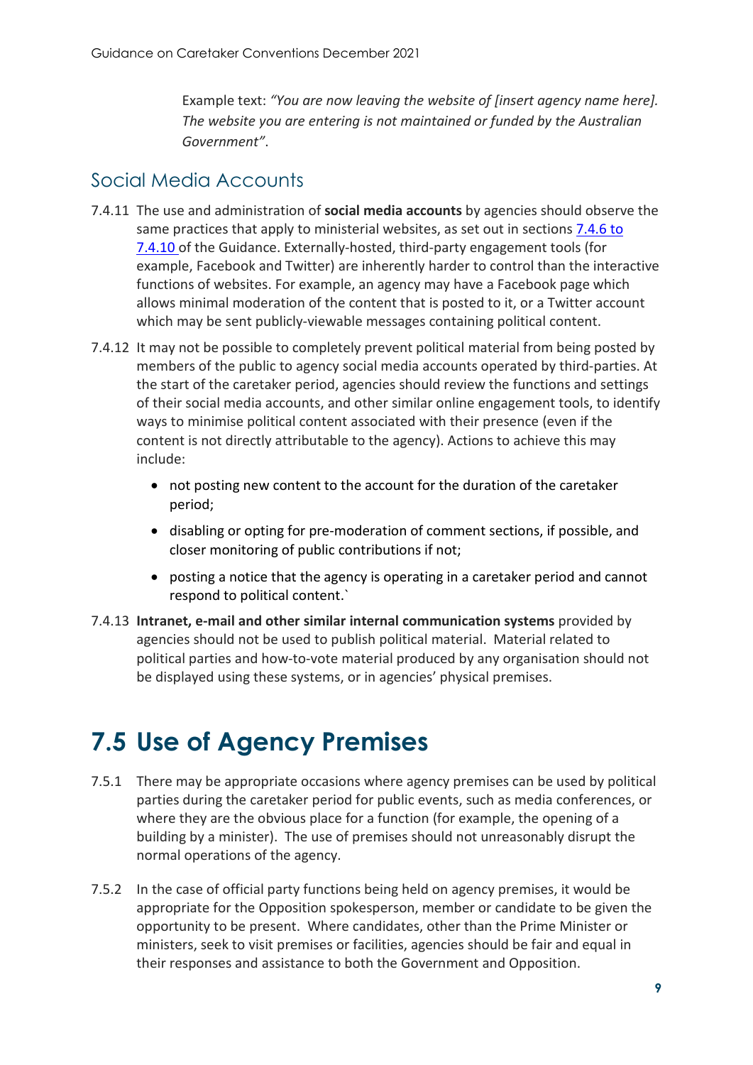Example text: *"You are now leaving the website of [insert agency name here]. The website you are entering is not maintained or funded by the Australian Government"*.

## Social Media Accounts

7.4.11 The use and administration of **social media accounts** by agencies should observe the same practices that apply to ministerial websites, as set out in sections 7.4.6 to 7.4.10 of the Guidance. Externally-hosted, third-party engagement tools (for example, Facebook and Twitter) are inherently harder to control than the interactive functions of websites. For example, an agency may have a Facebook page which allows minimal moderation of the content that is posted to it, or a Twitter account which may be sent publicly-viewable messages containing political content.

7.4.12 It may not be possible to completely prevent political material from being posted by members of the public to agency social media accounts operated by third-parties. At the start of the caretaker period, agencies should review the functions and settings of their social media accounts, and other similar online engagement tools, to identify ways to minimise political content associated with their presence (even if the content is not directly attributable to the agency). Actions to achieve this may include:

- not posting new content to the account for the duration of the caretaker period;
- disabling or opting for pre-moderation of comment sections, if possible, and closer monitoring of public contributions if not;
- posting a notice that the agency is operating in a caretaker period and cannot respond to political content.`

7.4.13 **Intranet, e-mail and other similar internal communication systems** provided by agencies should not be used to publish political material. Material related to political parties and how-to-vote material produced by any organisation should not be displayed using these systems, or in agencies' physical premises.

# 7.5 Use of Agency Premises

7.5.1 There may be appropriate occasions where agency premises can be used by political parties during the caretaker period for public events, such as media conferences, or where they are the obvious place for a function (for example, the opening of a building by a minister). The use of premises should not unreasonably disrupt the normal operations of the agency.

7.5.2 In the case of official party functions being held on agency premises, it would be appropriate for the Opposition spokesperson, member or candidate to be given the opportunity to be present. Where candidates, other than the Prime Minister or ministers, seek to visit premises or facilities, agencies should be fair and equal in their responses and assistance to both the Government and Opposition.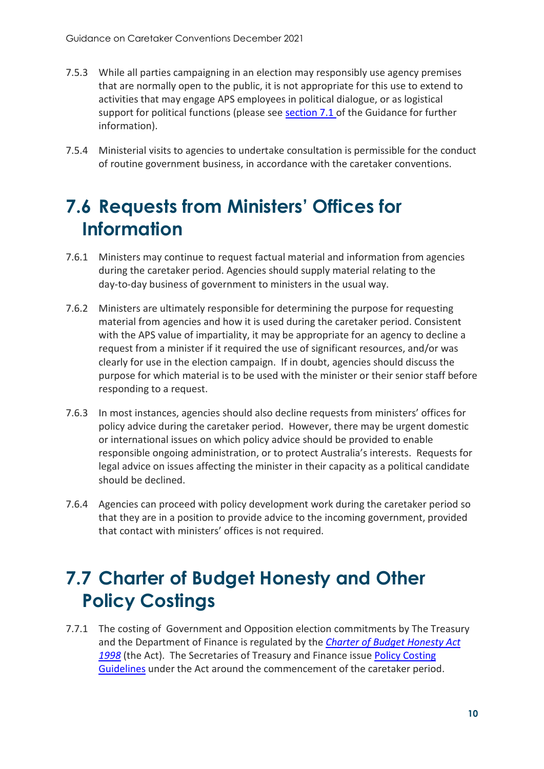7.5.3 While all parties campaigning in an election may responsibly use agency premises that are normally open to the public, it is not appropriate for this use to extend to activities that may engage APS employees in political dialogue, or as logistical support for political functions (please see [section 7.1](#) of the Guidance for further information).

7.5.4 Ministerial visits to agencies to undertake consultation is permissible for the conduct of routine government business, in accordance with the caretaker conventions.

## 7.6 Requests from Ministers' Offices for Information

7.6.1 Ministers may continue to request factual material and information from agencies during the caretaker period. Agencies should supply material relating to the day-to-day business of government to ministers in the usual way.

7.6.2 Ministers are ultimately responsible for determining the purpose for requesting material from agencies and how it is used during the caretaker period. Consistent with the APS value of impartiality, it may be appropriate for an agency to decline a request from a minister if it required the use of significant resources, and/or was clearly for use in the election campaign. If in doubt, agencies should discuss the purpose for which material is to be used with the minister or their senior staff before responding to a request.

7.6.3 In most instances, agencies should also decline requests from ministers' offices for policy advice during the caretaker period. However, there may be urgent domestic or international issues on which policy advice should be provided to enable responsible ongoing administration, or to protect Australia's interests. Requests for legal advice on issues affecting the minister in their capacity as a political candidate should be declined.

7.6.4 Agencies can proceed with policy development work during the caretaker period so that they are in a position to provide advice to the incoming government, provided that contact with ministers' offices is not required.

## 7.7 Charter of Budget Honesty and Other Policy Costings

7.7.1 The costing of Government and Opposition election commitments by The Treasury and the Department of Finance is regulated by the [*Charter of Budget Honesty Act 1998*](#) (the Act). The Secretaries of Treasury and Finance issue [Policy Costing Guidelines](#) under the Act around the commencement of the caretaker period.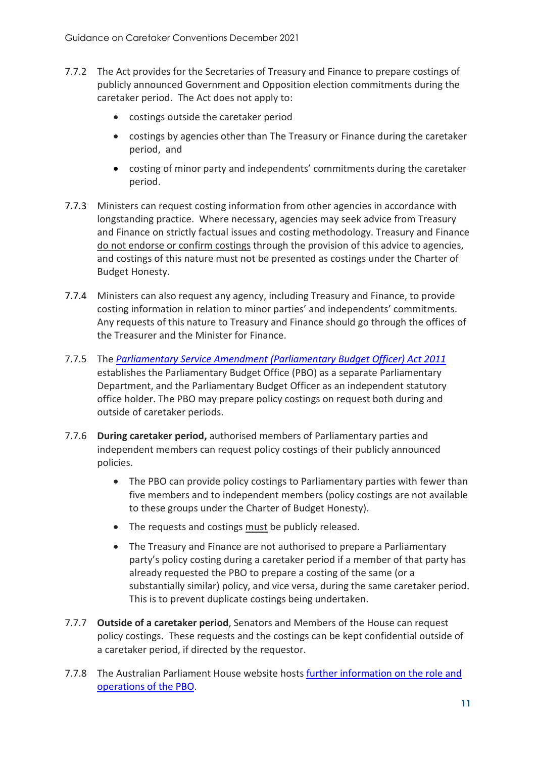7.7.2 The Act provides for the Secretaries of Treasury and Finance to prepare costings of publicly announced Government and Opposition election commitments during the caretaker period. The Act does not apply to:

- costings outside the caretaker period
- costings by agencies other than The Treasury or Finance during the caretaker period, and
- costing of minor party and independents' commitments during the caretaker period.

7.7.3 Ministers can request costing information from other agencies in accordance with longstanding practice. Where necessary, agencies may seek advice from Treasury and Finance on strictly factual issues and costing methodology. Treasury and Finance do not endorse or confirm costings through the provision of this advice to agencies, and costings of this nature must not be presented as costings under the Charter of Budget Honesty.

7.7.4 Ministers can also request any agency, including Treasury and Finance, to provide costing information in relation to minor parties' and independents' commitments. Any requests of this nature to Treasury and Finance should go through the offices of the Treasurer and the Minister for Finance.

7.7.5 The *[Parliamentary Service Amendment (Parliamentary Budget Officer) Act 2011]* establishes the Parliamentary Budget Office (PBO) as a separate Parliamentary Department, and the Parliamentary Budget Officer as an independent statutory office holder. The PBO may prepare policy costings on request both during and outside of caretaker periods.

7.7.6 **During caretaker period,** authorised members of Parliamentary parties and independent members can request policy costings of their publicly announced policies.

- The PBO can provide policy costings to Parliamentary parties with fewer than five members and to independent members (policy costings are not available to these groups under the Charter of Budget Honesty).
- The requests and costings must be publicly released.
- The Treasury and Finance are not authorised to prepare a Parliamentary party's policy costing during a caretaker period if a member of that party has already requested the PBO to prepare a costing of the same (or a substantially similar) policy, and vice versa, during the same caretaker period. This is to prevent duplicate costings being undertaken.

7.7.7 **Outside of a caretaker period**, Senators and Members of the House can request policy costings. These requests and the costings can be kept confidential outside of a caretaker period, if directed by the requestor.

7.7.8 The Australian Parliament House website hosts [further information on the role and operations of the PBO].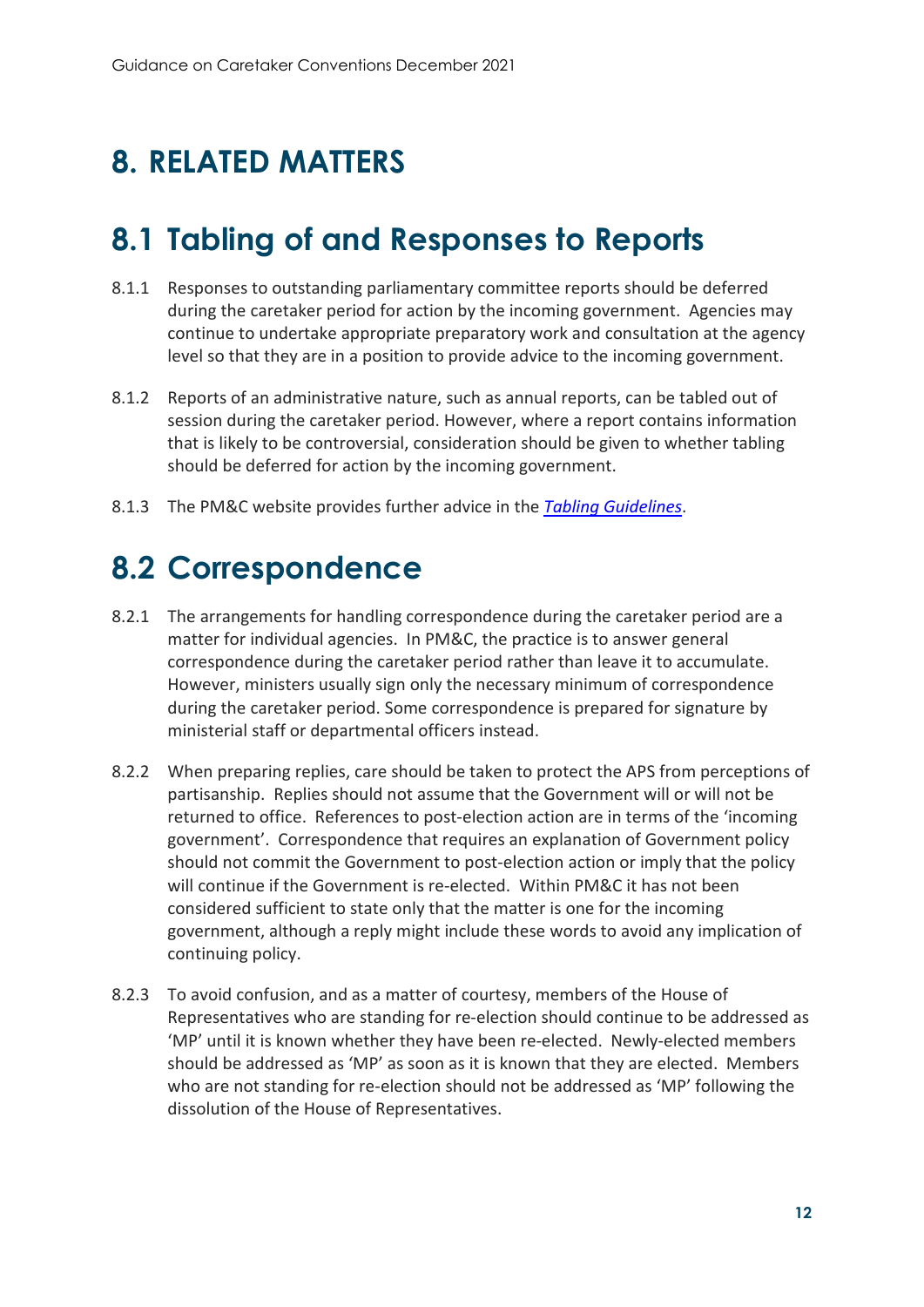# 8. RELATED MATTERS

## 8.1 Tabling of and Responses to Reports

8.1.1 Responses to outstanding parliamentary committee reports should be deferred during the caretaker period for action by the incoming government. Agencies may continue to undertake appropriate preparatory work and consultation at the agency level so that they are in a position to provide advice to the incoming government.

8.1.2 Reports of an administrative nature, such as annual reports, can be tabled out of session during the caretaker period. However, where a report contains information that is likely to be controversial, consideration should be given to whether tabling should be deferred for action by the incoming government.

8.1.3 The PM&C website provides further advice in the *Tabling Guidelines*.

## 8.2 Correspondence

8.2.1 The arrangements for handling correspondence during the caretaker period are a matter for individual agencies. In PM&C, the practice is to answer general correspondence during the caretaker period rather than leave it to accumulate. However, ministers usually sign only the necessary minimum of correspondence during the caretaker period. Some correspondence is prepared for signature by ministerial staff or departmental officers instead.

8.2.2 When preparing replies, care should be taken to protect the APS from perceptions of partisanship. Replies should not assume that the Government will or will not be returned to office. References to post-election action are in terms of the 'incoming government'. Correspondence that requires an explanation of Government policy should not commit the Government to post-election action or imply that the policy will continue if the Government is re-elected. Within PM&C it has not been considered sufficient to state only that the matter is one for the incoming government, although a reply might include these words to avoid any implication of continuing policy.

8.2.3 To avoid confusion, and as a matter of courtesy, members of the House of Representatives who are standing for re-election should continue to be addressed as 'MP' until it is known whether they have been re-elected. Newly-elected members should be addressed as 'MP' as soon as it is known that they are elected. Members who are not standing for re-election should not be addressed as 'MP' following the dissolution of the House of Representatives.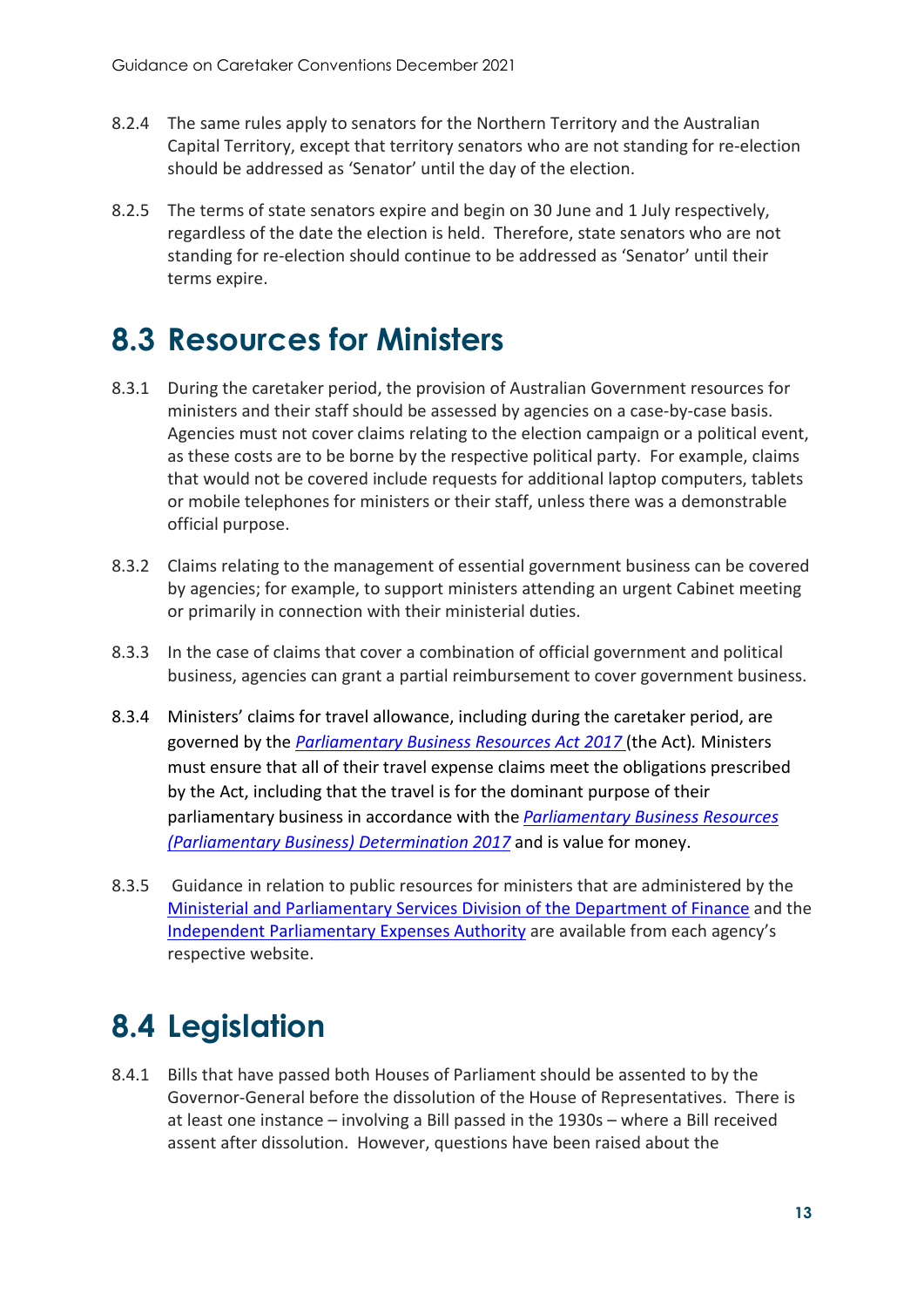8.2.4 The same rules apply to senators for the Northern Territory and the Australian Capital Territory, except that territory senators who are not standing for re-election should be addressed as 'Senator' until the day of the election.

8.2.5 The terms of state senators expire and begin on 30 June and 1 July respectively, regardless of the date the election is held. Therefore, state senators who are not standing for re-election should continue to be addressed as 'Senator' until their terms expire.

## 8.3 Resources for Ministers

8.3.1 During the caretaker period, the provision of Australian Government resources for ministers and their staff should be assessed by agencies on a case-by-case basis. Agencies must not cover claims relating to the election campaign or a political event, as these costs are to be borne by the respective political party. For example, claims that would not be covered include requests for additional laptop computers, tablets or mobile telephones for ministers or their staff, unless there was a demonstrable official purpose.

8.3.2 Claims relating to the management of essential government business can be covered by agencies; for example, to support ministers attending an urgent Cabinet meeting or primarily in connection with their ministerial duties.

8.3.3 In the case of claims that cover a combination of official government and political business, agencies can grant a partial reimbursement to cover government business.

8.3.4 Ministers' claims for travel allowance, including during the caretaker period, are governed by the *Parliamentary Business Resources Act 2017* (the Act). Ministers must ensure that all of their travel expense claims meet the obligations prescribed by the Act, including that the travel is for the dominant purpose of their parliamentary business in accordance with the *Parliamentary Business Resources (Parliamentary Business) Determination 2017* and is value for money.

8.3.5 Guidance in relation to public resources for ministers that are administered by the Ministerial and Parliamentary Services Division of the Department of Finance and the Independent Parliamentary Expenses Authority are available from each agency's respective website.

## 8.4 Legislation

8.4.1 Bills that have passed both Houses of Parliament should be assented to by the Governor-General before the dissolution of the House of Representatives. There is at least one instance – involving a Bill passed in the 1930s – where a Bill received assent after dissolution. However, questions have been raised about the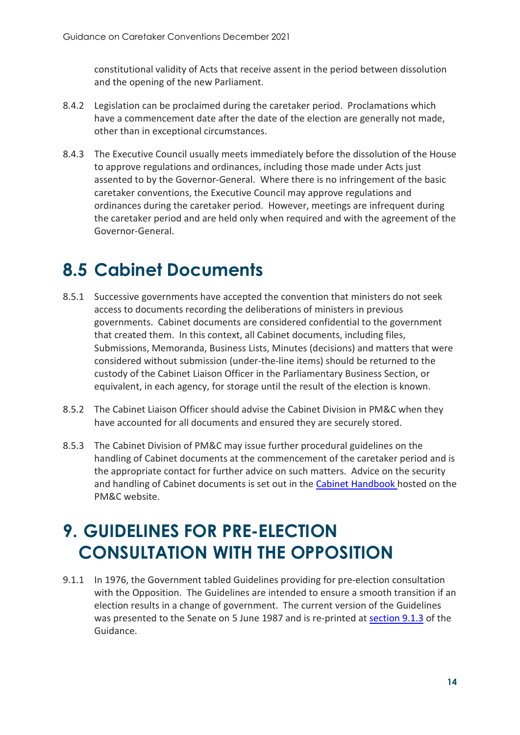constitutional validity of Acts that receive assent in the period between dissolution and the opening of the new Parliament.

8.4.2 Legislation can be proclaimed during the caretaker period. Proclamations which have a commencement date after the date of the election are generally not made, other than in exceptional circumstances.

8.4.3 The Executive Council usually meets immediately before the dissolution of the House to approve regulations and ordinances, including those made under Acts just assented to by the Governor-General. Where there is no infringement of the basic caretaker conventions, the Executive Council may approve regulations and ordinances during the caretaker period. However, meetings are infrequent during the caretaker period and are held only when required and with the agreement of the Governor-General.

## 8.5 Cabinet Documents

8.5.1 Successive governments have accepted the convention that ministers do not seek access to documents recording the deliberations of ministers in previous governments. Cabinet documents are considered confidential to the government that created them. In this context, all Cabinet documents, including files, Submissions, Memoranda, Business Lists, Minutes (decisions) and matters that were considered without submission (under-the-line items) should be returned to the custody of the Cabinet Liaison Officer in the Parliamentary Business Section, or equivalent, in each agency, for storage until the result of the election is known.

8.5.2 The Cabinet Liaison Officer should advise the Cabinet Division in PM&C when they have accounted for all documents and ensured they are securely stored.

8.5.3 The Cabinet Division of PM&C may issue further procedural guidelines on the handling of Cabinet documents at the commencement of the caretaker period and is the appropriate contact for further advice on such matters. Advice on the security and handling of Cabinet documents is set out in the Cabinet Handbook hosted on the PM&C website.

# 9. GUIDELINES FOR PRE-ELECTION CONSULTATION WITH THE OPPOSITION

9.1.1 In 1976, the Government tabled Guidelines providing for pre-election consultation with the Opposition. The Guidelines are intended to ensure a smooth transition if an election results in a change of government. The current version of the Guidelines was presented to the Senate on 5 June 1987 and is re-printed at section 9.1.3 of the Guidance.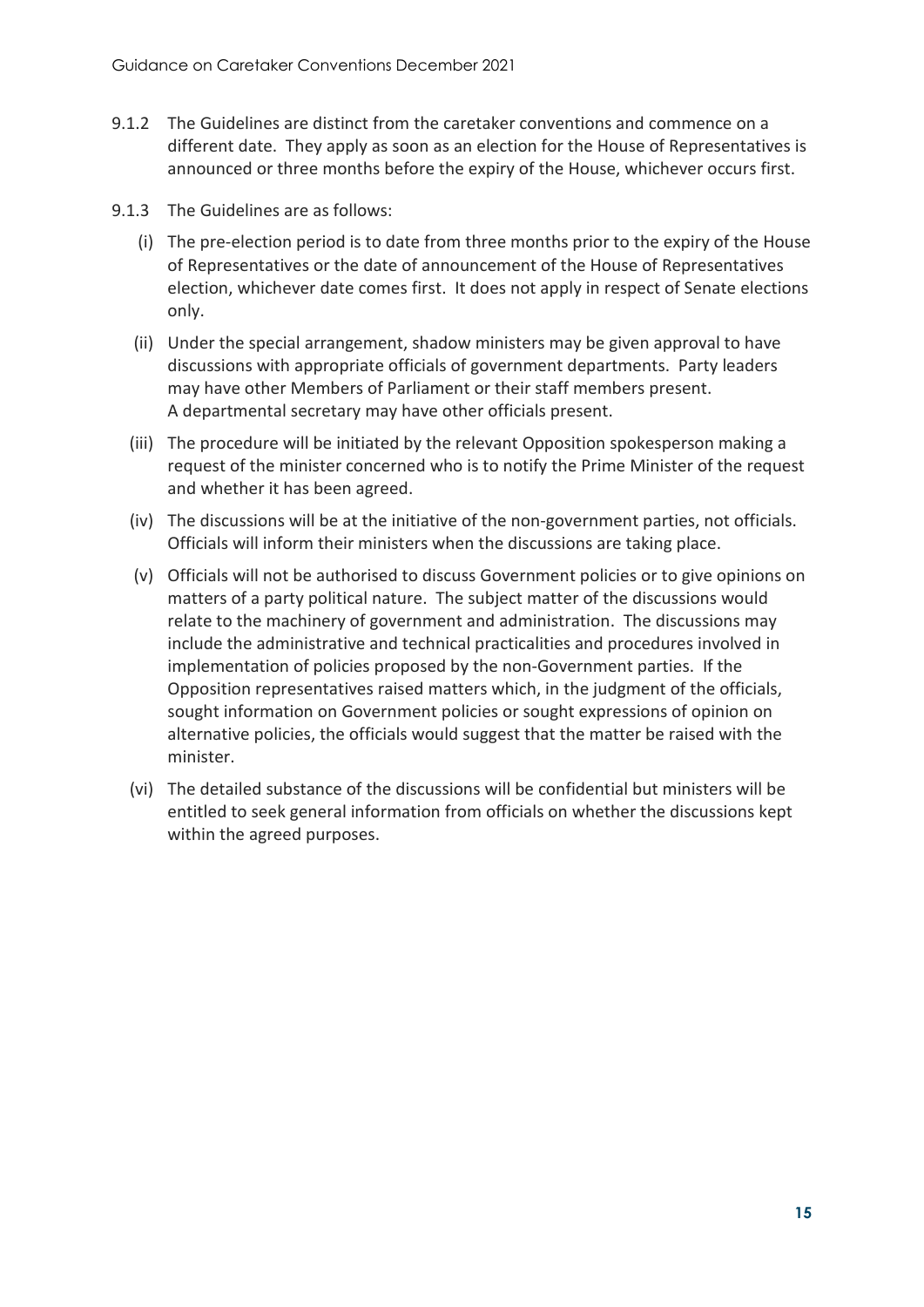9.1.2 The Guidelines are distinct from the caretaker conventions and commence on a different date. They apply as soon as an election for the House of Representatives is announced or three months before the expiry of the House, whichever occurs first.

9.1.3 The Guidelines are as follows:

(i) The pre-election period is to date from three months prior to the expiry of the House of Representatives or the date of announcement of the House of Representatives election, whichever date comes first. It does not apply in respect of Senate elections only.

(ii) Under the special arrangement, shadow ministers may be given approval to have discussions with appropriate officials of government departments. Party leaders may have other Members of Parliament or their staff members present. A departmental secretary may have other officials present.

(iii) The procedure will be initiated by the relevant Opposition spokesperson making a request of the minister concerned who is to notify the Prime Minister of the request and whether it has been agreed.

(iv) The discussions will be at the initiative of the non-government parties, not officials. Officials will inform their ministers when the discussions are taking place.

(v) Officials will not be authorised to discuss Government policies or to give opinions on matters of a party political nature. The subject matter of the discussions would relate to the machinery of government and administration. The discussions may include the administrative and technical practicalities and procedures involved in implementation of policies proposed by the non-Government parties. If the Opposition representatives raised matters which, in the judgment of the officials, sought information on Government policies or sought expressions of opinion on alternative policies, the officials would suggest that the matter be raised with the minister.

(vi) The detailed substance of the discussions will be confidential but ministers will be entitled to seek general information from officials on whether the discussions kept within the agreed purposes.